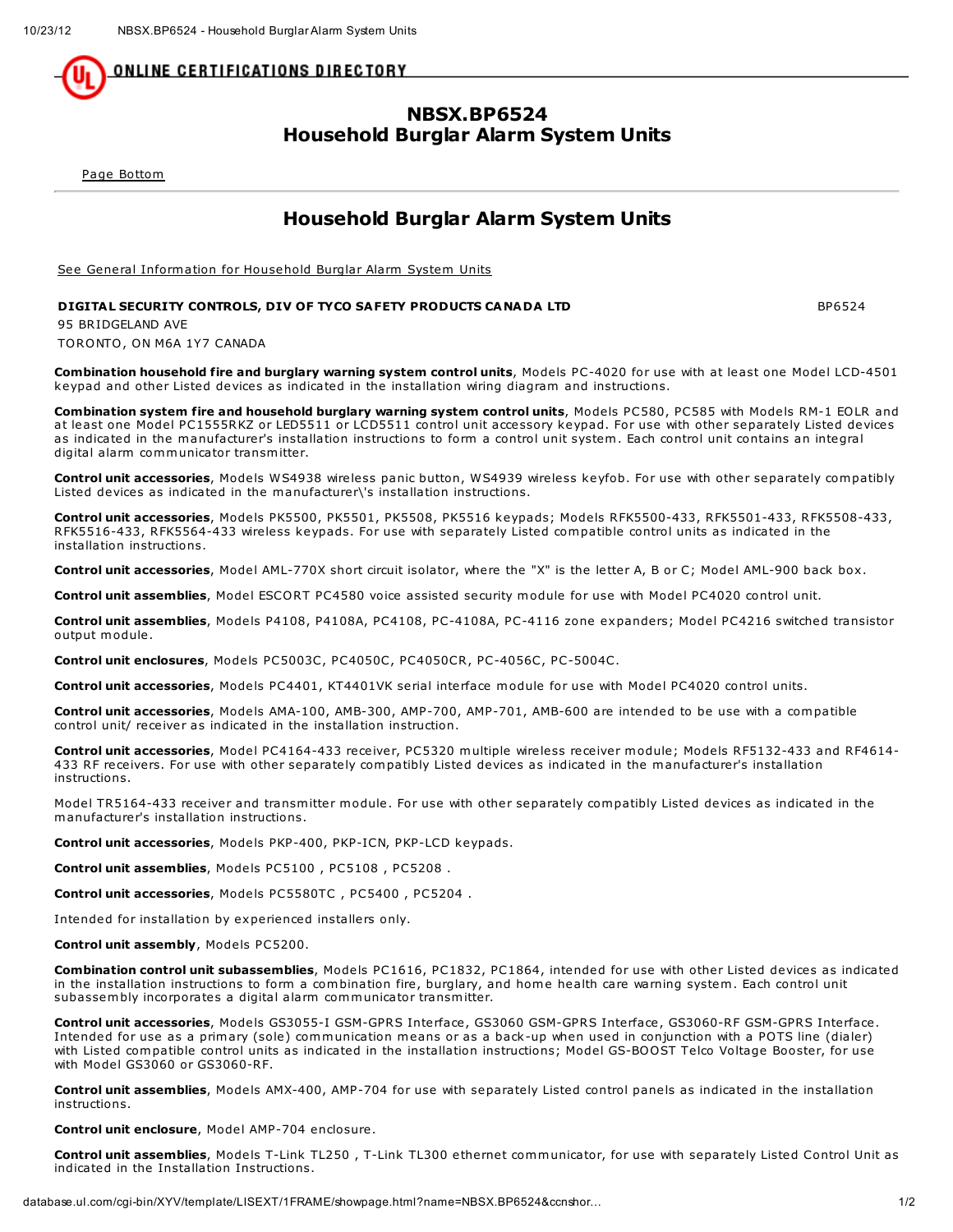# NBSX.BP6524
# Household Burglar Alarm System Units

Page Bottom

## Household Burglar Alarm System Units

See General Information for Household Burglar Alarm System Units

**DIGITAL SECURITY CONTROLS, DIV OF TYCO SAFETY PRODUCTS CANADA LTD** BP6524

95 BRIDGELAND AVE

TORONTO, ON M6A 1Y7 CANADA

**Combination household fire and burglary warning system control units**, Models PC-4020 for use with at least one Model LCD-4501 keypad and other Listed devices as indicated in the installation wiring diagram and instructions.

**Combination system fire and household burglary warning system control units**, Models PC580, PC585 with Models RM-1 EOLR and at least one Model PC1555RKZ or LED5511 or LCD5511 control unit accessory keypad. For use with other separately Listed devices as indicated in the manufacturer's installation instructions to form a control unit system. Each control unit contains an integral digital alarm communicator transmitter.

**Control unit accessories**, Models WS4938 wireless panic button, WS4939 wireless keyfob. For use with other separately compatibly Listed devices as indicated in the manufacturer\'s installation instructions.

**Control unit accessories**, Models PK5500, PK5501, PK5508, PK5516 keypads; Models RFK5500-433, RFK5501-433, RFK5508-433, RFK5516-433, RFK5564-433 wireless keypads. For use with separately Listed compatible control units as indicated in the installation instructions.

**Control unit accessories**, Model AML-770X short circuit isolator, where the "X" is the letter A, B or C; Model AML-900 back box.

**Control unit assemblies**, Model ESCORT PC4580 voice assisted security module for use with Model PC4020 control unit.

**Control unit assemblies**, Models P4108, P4108A, PC4108, PC-4108A, PC-4116 zone expanders; Model PC4216 switched transistor output module.

**Control unit enclosures**, Models PC5003C, PC4050C, PC4050CR, PC-4056C, PC-5004C.

**Control unit accessories**, Models PC4401, KT4401VK serial interface module for use with Model PC4020 control units.

**Control unit accessories**, Models AMA-100, AMB-300, AMP-700, AMP-701, AMB-600 are intended to be use with a compatible control unit/ receiver as indicated in the installation instruction.

**Control unit accessories**, Model PC4164-433 receiver, PC5320 multiple wireless receiver module; Models RF5132-433 and RF4614-433 RF receivers. For use with other separately compatibly Listed devices as indicated in the manufacturer's installation instructions.

Model TR5164-433 receiver and transmitter module. For use with other separately compatibly Listed devices as indicated in the manufacturer's installation instructions.

**Control unit accessories**, Models PKP-400, PKP-ICN, PKP-LCD keypads.

**Control unit assemblies**, Models PC5100 , PC5108 , PC5208 .

**Control unit accessories**, Models PC5580TC , PC5400 , PC5204 .

Intended for installation by experienced installers only.

**Control unit assembly**, Models PC5200.

**Combination control unit subassemblies**, Models PC1616, PC1832, PC1864, intended for use with other Listed devices as indicated in the installation instructions to form a combination fire, burglary, and home health care warning system. Each control unit subassembly incorporates a digital alarm communicator transmitter.

**Control unit accessories**, Models GS3055-I GSM-GPRS Interface, GS3060 GSM-GPRS Interface, GS3060-RF GSM-GPRS Interface. Intended for use as a primary (sole) communication means or as a back-up when used in conjunction with a POTS line (dialer) with Listed compatible control units as indicated in the installation instructions; Model GS-BOOST Telco Voltage Booster, for use with Model GS3060 or GS3060-RF.

**Control unit assemblies**, Models AMX-400, AMP-704 for use with separately Listed control panels as indicated in the installation instructions.

**Control unit enclosure**, Model AMP-704 enclosure.

**Control unit assemblies**, Models T-Link TL250 , T-Link TL300 ethernet communicator, for use with separately Listed Control Unit as indicated in the Installation Instructions.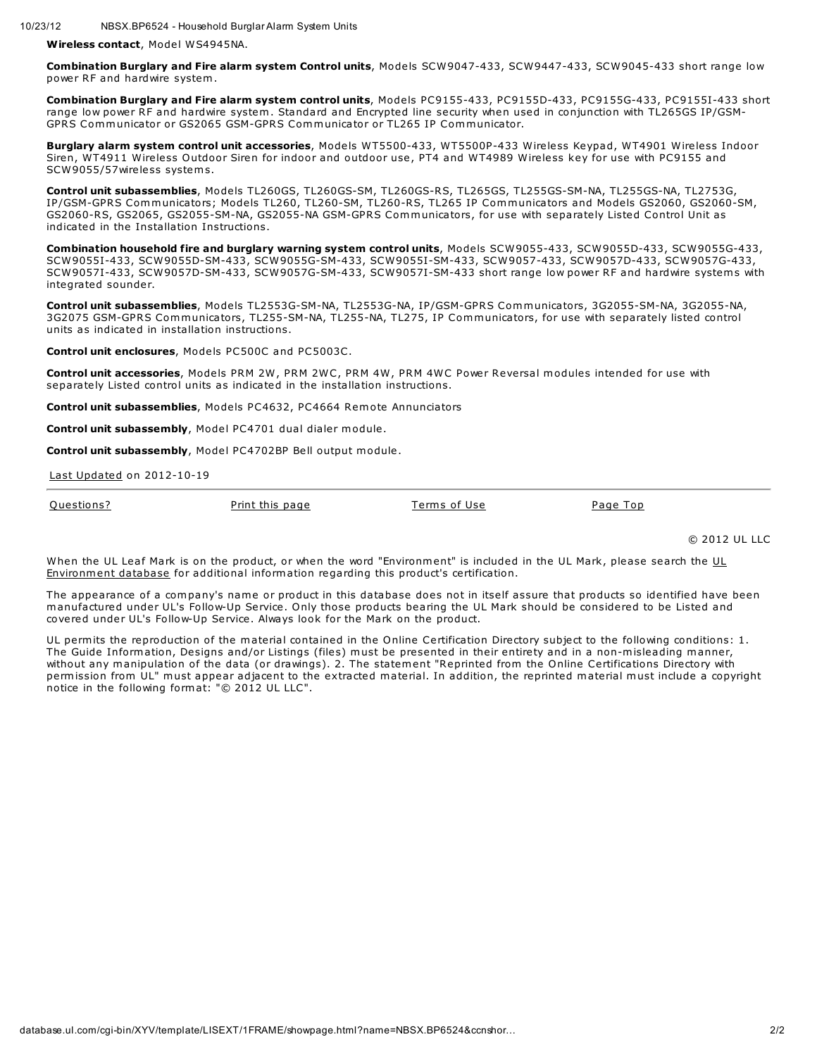**Wireless contact**, Model WS4945NA.

**Combination Burglary and Fire alarm system Control units**, Models SCW9047-433, SCW9447-433, SCW9045-433 short range low power RF and hardwire system.

**Combination Burglary and Fire alarm system control units**, Models PC9155-433, PC9155D-433, PC9155G-433, PC9155I-433 short range low power RF and hardwire system. Standard and Encrypted line security when used in conjunction with TL265GS IP/GSM-GPRS Communicator or GS2065 GSM-GPRS Communicator or TL265 IP Communicator.

**Burglary alarm system control unit accessories**, Models WT5500-433, WT5500P-433 Wireless Keypad, WT4901 Wireless Indoor Siren, WT4911 Wireless Outdoor Siren for indoor and outdoor use, PT4 and WT4989 Wireless key for use with PC9155 and SCW9055/57wireless systems.

**Control unit subassemblies**, Models TL260GS, TL260GS-SM, TL260GS-RS, TL265GS, TL255GS-SM-NA, TL255GS-NA, TL2753G, IP/GSM-GPRS Communicators; Models TL260, TL260-SM, TL260-RS, TL265 IP Communicators and Models GS2060, GS2060-SM, GS2060-RS, GS2065, GS2055-SM-NA, GS2055-NA GSM-GPRS Communicators, for use with separately Listed Control Unit as indicated in the Installation Instructions.

**Combination household fire and burglary warning system control units**, Models SCW9055-433, SCW9055D-433, SCW9055G-433, SCW9055I-433, SCW9055D-SM-433, SCW9055G-SM-433, SCW9055I-SM-433, SCW9057-433, SCW9057D-433, SCW9057G-433, SCW9057I-433, SCW9057D-SM-433, SCW9057G-SM-433, SCW9057I-SM-433 short range low power RF and hardwire systems with integrated sounder.

**Control unit subassemblies**, Models TL2553G-SM-NA, TL2553G-NA, IP/GSM-GPRS Communicators, 3G2055-SM-NA, 3G2055-NA, 3G2075 GSM-GPRS Communicators, TL255-SM-NA, TL255-NA, TL275, IP Communicators, for use with separately listed control units as indicated in installation instructions.

**Control unit enclosures**, Models PC500C and PC5003C.

**Control unit accessories**, Models PRM 2W, PRM 2WC, PRM 4W, PRM 4WC Power Reversal modules intended for use with separately Listed control units as indicated in the installation instructions.

**Control unit subassemblies**, Models PC4632, PC4664 Remote Annunciators

**Control unit subassembly**, Model PC4701 dual dialer module.

**Control unit subassembly**, Model PC4702BP Bell output module.

Last Updated on 2012-10-19

Questions? Print this page Terms of Use Page Top

© 2012 UL LLC

When the UL Leaf Mark is on the product, or when the word "Environment" is included in the UL Mark, please search the UL Environment database for additional information regarding this product's certification.

The appearance of a company's name or product in this database does not in itself assure that products so identified have been manufactured under UL's Follow-Up Service. Only those products bearing the UL Mark should be considered to be Listed and covered under UL's Follow-Up Service. Always look for the Mark on the product.

UL permits the reproduction of the material contained in the Online Certification Directory subject to the following conditions: 1. The Guide Information, Designs and/or Listings (files) must be presented in their entirety and in a non-misleading manner, without any manipulation of the data (or drawings). 2. The statement "Reprinted from the Online Certifications Directory with permission from UL" must appear adjacent to the extracted material. In addition, the reprinted material must include a copyright notice in the following format: "© 2012 UL LLC".